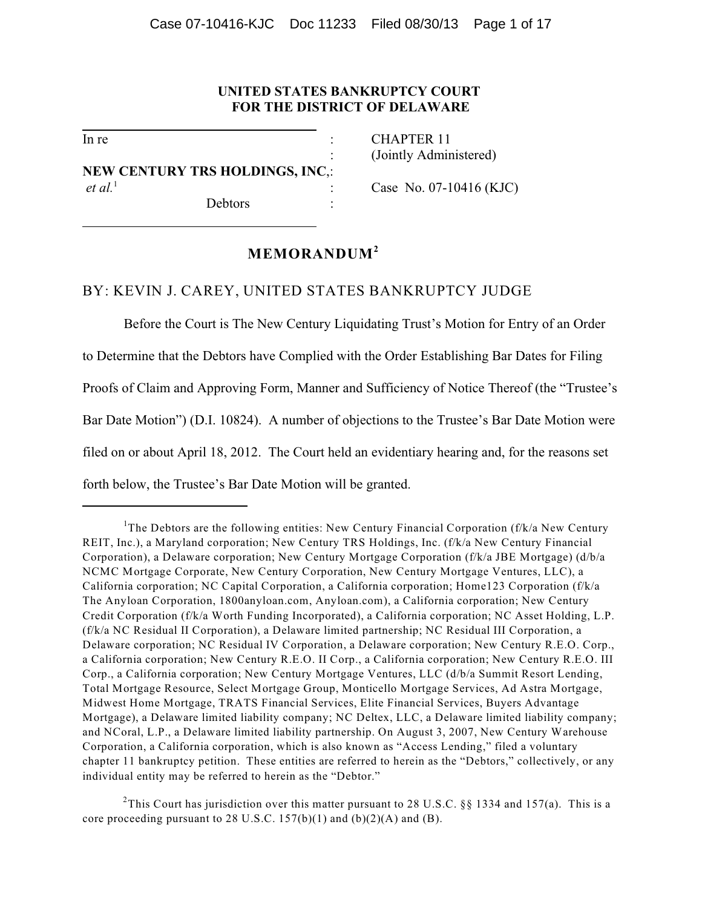**UNITED STATES BANKRUPTCY COURT**
**FOR THE DISTRICT OF DELAWARE**

| | | |
|---|---|---|
| In re | : | CHAPTER 11 |
| | : | (Jointly Administered) |
| **NEW CENTURY TRS HOLDINGS, INC**, | : | |
| *et al.*[1] | : | Case No. 07-10416 (KJC) |
| Debtors | : | |

## MEMORANDUM[2]

BY: KEVIN J. CAREY, UNITED STATES BANKRUPTCY JUDGE

Before the Court is The New Century Liquidating Trust's Motion for Entry of an Order to Determine that the Debtors have Complied with the Order Establishing Bar Dates for Filing Proofs of Claim and Approving Form, Manner and Sufficiency of Notice Thereof (the "Trustee's Bar Date Motion") (D.I. 10824). A number of objections to the Trustee's Bar Date Motion were filed on or about April 18, 2012. The Court held an evidentiary hearing and, for the reasons set forth below, the Trustee's Bar Date Motion will be granted.

---

[1] The Debtors are the following entities: New Century Financial Corporation (f/k/a New Century REIT, Inc.), a Maryland corporation; New Century TRS Holdings, Inc. (f/k/a New Century Financial Corporation), a Delaware corporation; New Century Mortgage Corporation (f/k/a JBE Mortgage) (d/b/a NCMC Mortgage Corporate, New Century Corporation, New Century Mortgage Ventures, LLC), a California corporation; NC Capital Corporation, a California corporation; Home123 Corporation (f/k/a The Anyloan Corporation, 1800anyloan.com, Anyloan.com), a California corporation; New Century Credit Corporation (f/k/a Worth Funding Incorporated), a California corporation; NC Asset Holding, L.P. (f/k/a NC Residual II Corporation), a Delaware limited partnership; NC Residual III Corporation, a Delaware corporation; NC Residual IV Corporation, a Delaware corporation; New Century R.E.O. Corp., a California corporation; New Century R.E.O. II Corp., a California corporation; New Century R.E.O. III Corp., a California corporation; New Century Mortgage Ventures, LLC (d/b/a Summit Resort Lending, Total Mortgage Resource, Select Mortgage Group, Monticello Mortgage Services, Ad Astra Mortgage, Midwest Home Mortgage, TRATS Financial Services, Elite Financial Services, Buyers Advantage Mortgage), a Delaware limited liability company; NC Deltex, LLC, a Delaware limited liability company; and NCoral, L.P., a Delaware limited liability partnership. On August 3, 2007, New Century Warehouse Corporation, a California corporation, which is also known as "Access Lending," filed a voluntary chapter 11 bankruptcy petition. These entities are referred to herein as the "Debtors," collectively, or any individual entity may be referred to herein as the "Debtor."

[2] This Court has jurisdiction over this matter pursuant to 28 U.S.C. §§ 1334 and 157(a). This is a core proceeding pursuant to 28 U.S.C. 157(b)(1) and (b)(2)(A) and (B).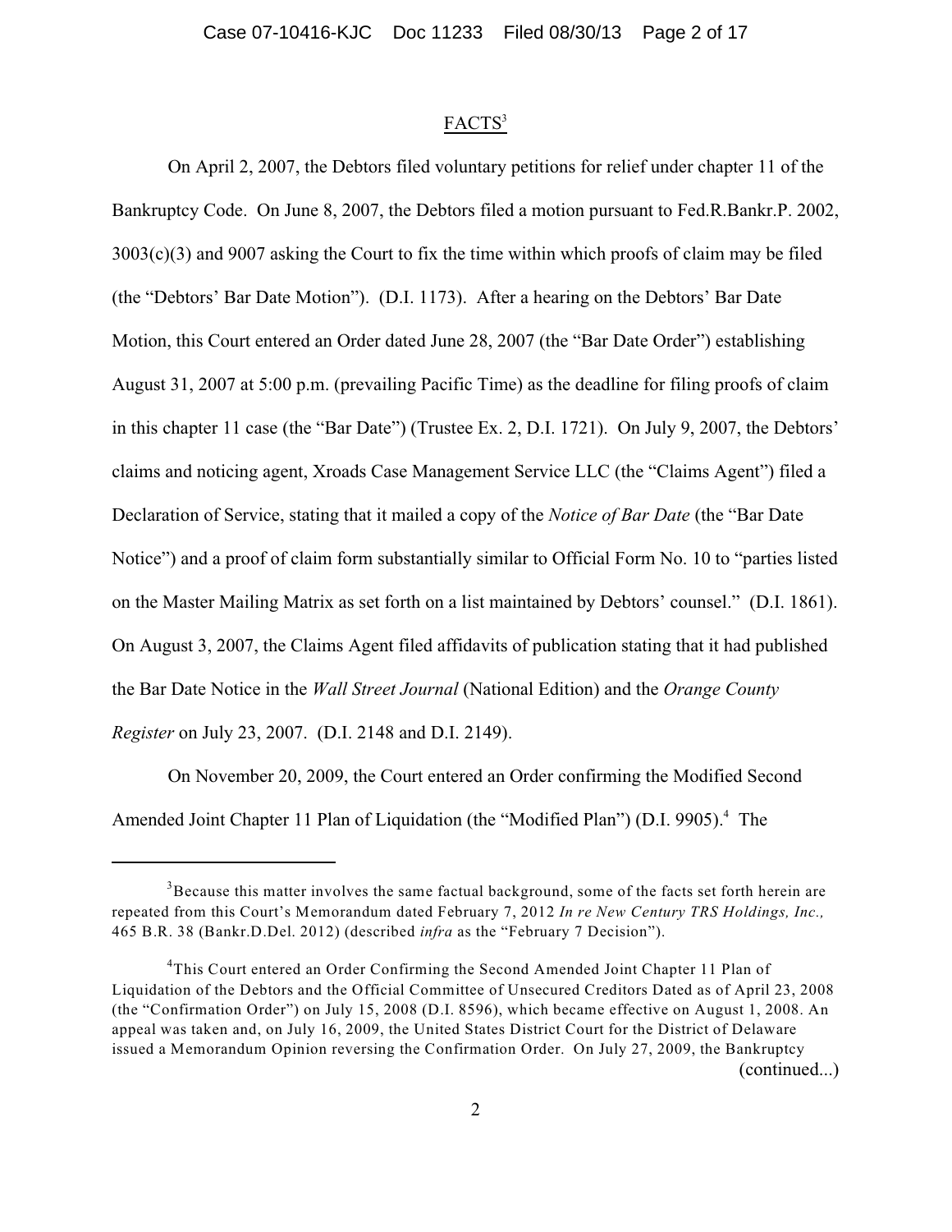## FACTS[3]

On April 2, 2007, the Debtors filed voluntary petitions for relief under chapter 11 of the Bankruptcy Code. On June 8, 2007, the Debtors filed a motion pursuant to Fed.R.Bankr.P. 2002, 3003(c)(3) and 9007 asking the Court to fix the time within which proofs of claim may be filed (the "Debtors' Bar Date Motion"). (D.I. 1173). After a hearing on the Debtors' Bar Date Motion, this Court entered an Order dated June 28, 2007 (the "Bar Date Order") establishing August 31, 2007 at 5:00 p.m. (prevailing Pacific Time) as the deadline for filing proofs of claim in this chapter 11 case (the "Bar Date") (Trustee Ex. 2, D.I. 1721). On July 9, 2007, the Debtors' claims and noticing agent, Xroads Case Management Service LLC (the "Claims Agent") filed a Declaration of Service, stating that it mailed a copy of the *Notice of Bar Date* (the "Bar Date Notice") and a proof of claim form substantially similar to Official Form No. 10 to "parties listed on the Master Mailing Matrix as set forth on a list maintained by Debtors' counsel." (D.I. 1861). On August 3, 2007, the Claims Agent filed affidavits of publication stating that it had published the Bar Date Notice in the *Wall Street Journal* (National Edition) and the *Orange County Register* on July 23, 2007. (D.I. 2148 and D.I. 2149).

On November 20, 2009, the Court entered an Order confirming the Modified Second Amended Joint Chapter 11 Plan of Liquidation (the "Modified Plan") (D.I. 9905).[4] The

---

[3] Because this matter involves the same factual background, some of the facts set forth herein are repeated from this Court's Memorandum dated February 7, 2012 *In re New Century TRS Holdings, Inc.,* 465 B.R. 38 (Bankr.D.Del. 2012) (described *infra* as the "February 7 Decision").

[4] This Court entered an Order Confirming the Second Amended Joint Chapter 11 Plan of Liquidation of the Debtors and the Official Committee of Unsecured Creditors Dated as of April 23, 2008 (the "Confirmation Order") on July 15, 2008 (D.I. 8596), which became effective on August 1, 2008. An appeal was taken and, on July 16, 2009, the United States District Court for the District of Delaware issued a Memorandum Opinion reversing the Confirmation Order. On July 27, 2009, the Bankruptcy (continued...)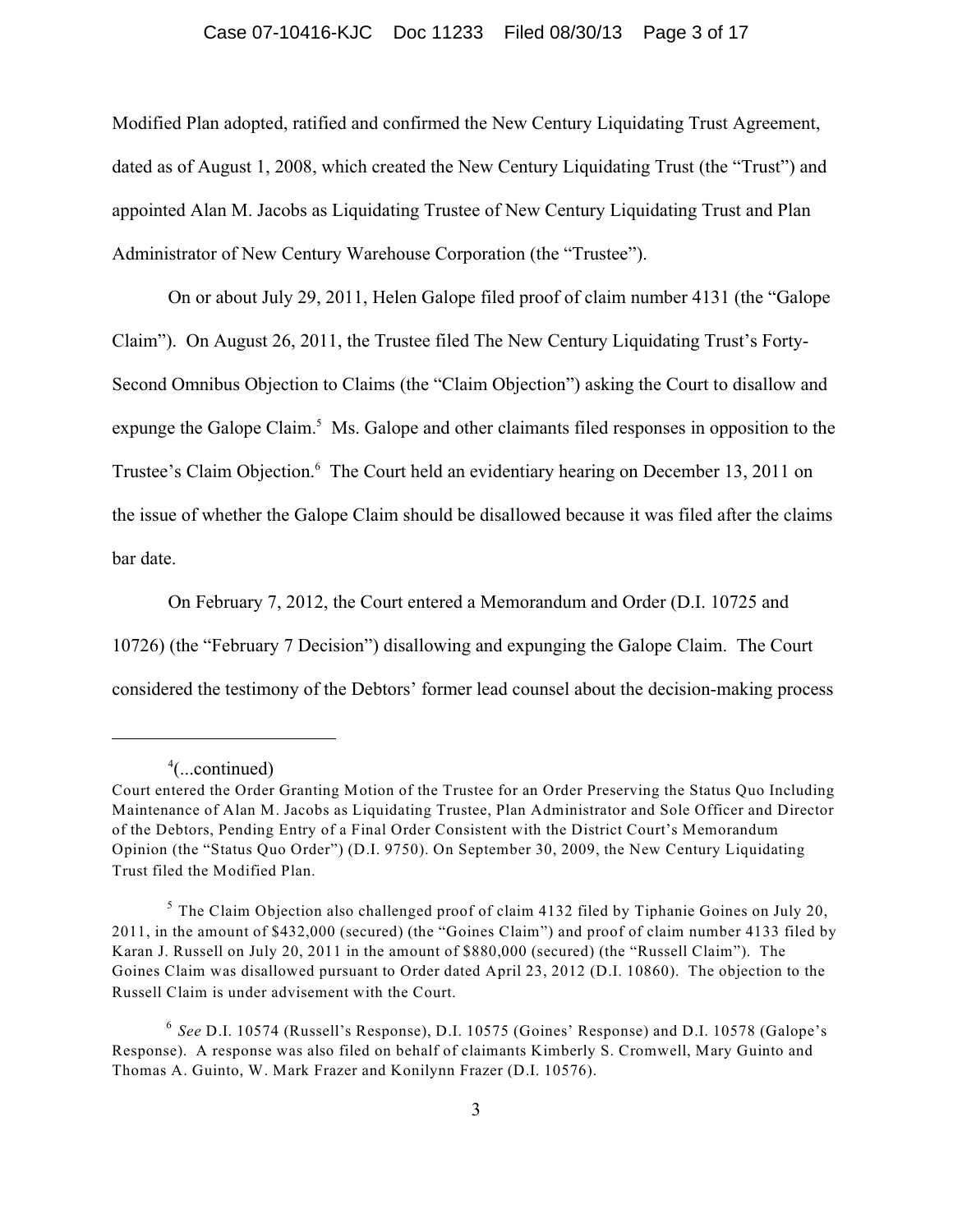Modified Plan adopted, ratified and confirmed the New Century Liquidating Trust Agreement, dated as of August 1, 2008, which created the New Century Liquidating Trust (the "Trust") and appointed Alan M. Jacobs as Liquidating Trustee of New Century Liquidating Trust and Plan Administrator of New Century Warehouse Corporation (the "Trustee").

On or about July 29, 2011, Helen Galope filed proof of claim number 4131 (the "Galope Claim"). On August 26, 2011, the Trustee filed The New Century Liquidating Trust's Forty-Second Omnibus Objection to Claims (the "Claim Objection") asking the Court to disallow and expunge the Galope Claim.[5] Ms. Galope and other claimants filed responses in opposition to the Trustee's Claim Objection.[6] The Court held an evidentiary hearing on December 13, 2011 on the issue of whether the Galope Claim should be disallowed because it was filed after the claims bar date.

On February 7, 2012, the Court entered a Memorandum and Order (D.I. 10725 and 10726) (the "February 7 Decision") disallowing and expunging the Galope Claim. The Court considered the testimony of the Debtors' former lead counsel about the decision-making process

---

[4](...continued)
Court entered the Order Granting Motion of the Trustee for an Order Preserving the Status Quo Including Maintenance of Alan M. Jacobs as Liquidating Trustee, Plan Administrator and Sole Officer and Director of the Debtors, Pending Entry of a Final Order Consistent with the District Court's Memorandum Opinion (the "Status Quo Order") (D.I. 9750). On September 30, 2009, the New Century Liquidating Trust filed the Modified Plan.

[5] The Claim Objection also challenged proof of claim 4132 filed by Tiphanie Goines on July 20, 2011, in the amount of $432,000 (secured) (the "Goines Claim") and proof of claim number 4133 filed by Karan J. Russell on July 20, 2011 in the amount of $880,000 (secured) (the "Russell Claim"). The Goines Claim was disallowed pursuant to Order dated April 23, 2012 (D.I. 10860). The objection to the Russell Claim is under advisement with the Court.

[6] *See* D.I. 10574 (Russell's Response), D.I. 10575 (Goines' Response) and D.I. 10578 (Galope's Response). A response was also filed on behalf of claimants Kimberly S. Cromwell, Mary Guinto and Thomas A. Guinto, W. Mark Frazer and Konilynn Frazer (D.I. 10576).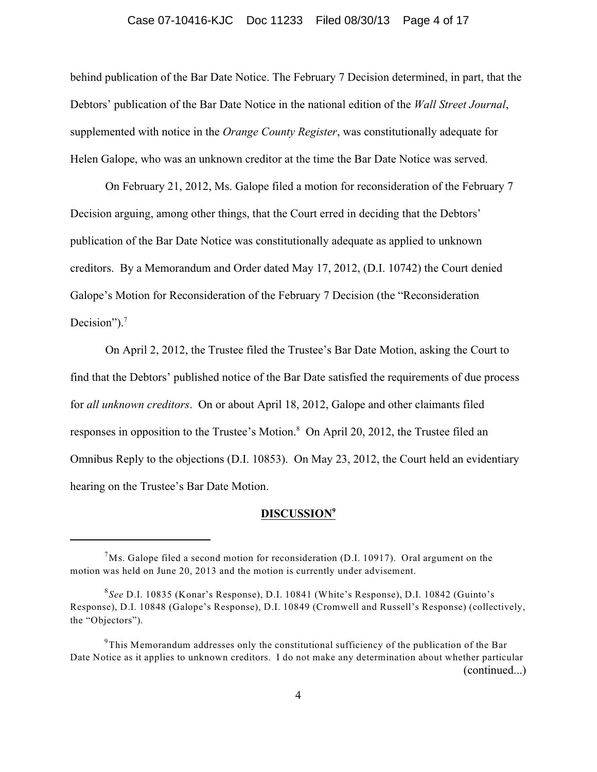behind publication of the Bar Date Notice. The February 7 Decision determined, in part, that the Debtors' publication of the Bar Date Notice in the national edition of the *Wall Street Journal*, supplemented with notice in the *Orange County Register*, was constitutionally adequate for Helen Galope, who was an unknown creditor at the time the Bar Date Notice was served.

On February 21, 2012, Ms. Galope filed a motion for reconsideration of the February 7 Decision arguing, among other things, that the Court erred in deciding that the Debtors' publication of the Bar Date Notice was constitutionally adequate as applied to unknown creditors. By a Memorandum and Order dated May 17, 2012, (D.I. 10742) the Court denied Galope's Motion for Reconsideration of the February 7 Decision (the "Reconsideration Decision").[7]

On April 2, 2012, the Trustee filed the Trustee's Bar Date Motion, asking the Court to find that the Debtors' published notice of the Bar Date satisfied the requirements of due process for *all unknown creditors*. On or about April 18, 2012, Galope and other claimants filed responses in opposition to the Trustee's Motion.[8] On April 20, 2012, the Trustee filed an Omnibus Reply to the objections (D.I. 10853). On May 23, 2012, the Court held an evidentiary hearing on the Trustee's Bar Date Motion.

## DISCUSSION[9]

---

[7] Ms. Galope filed a second motion for reconsideration (D.I. 10917). Oral argument on the motion was held on June 20, 2013 and the motion is currently under advisement.

[8] *See* D.I. 10835 (Konar's Response), D.I. 10841 (White's Response), D.I. 10842 (Guinto's Response), D.I. 10848 (Galope's Response), D.I. 10849 (Cromwell and Russell's Response) (collectively, the "Objectors").

[9] This Memorandum addresses only the constitutional sufficiency of the publication of the Bar Date Notice as it applies to unknown creditors. I do not make any determination about whether particular (continued...)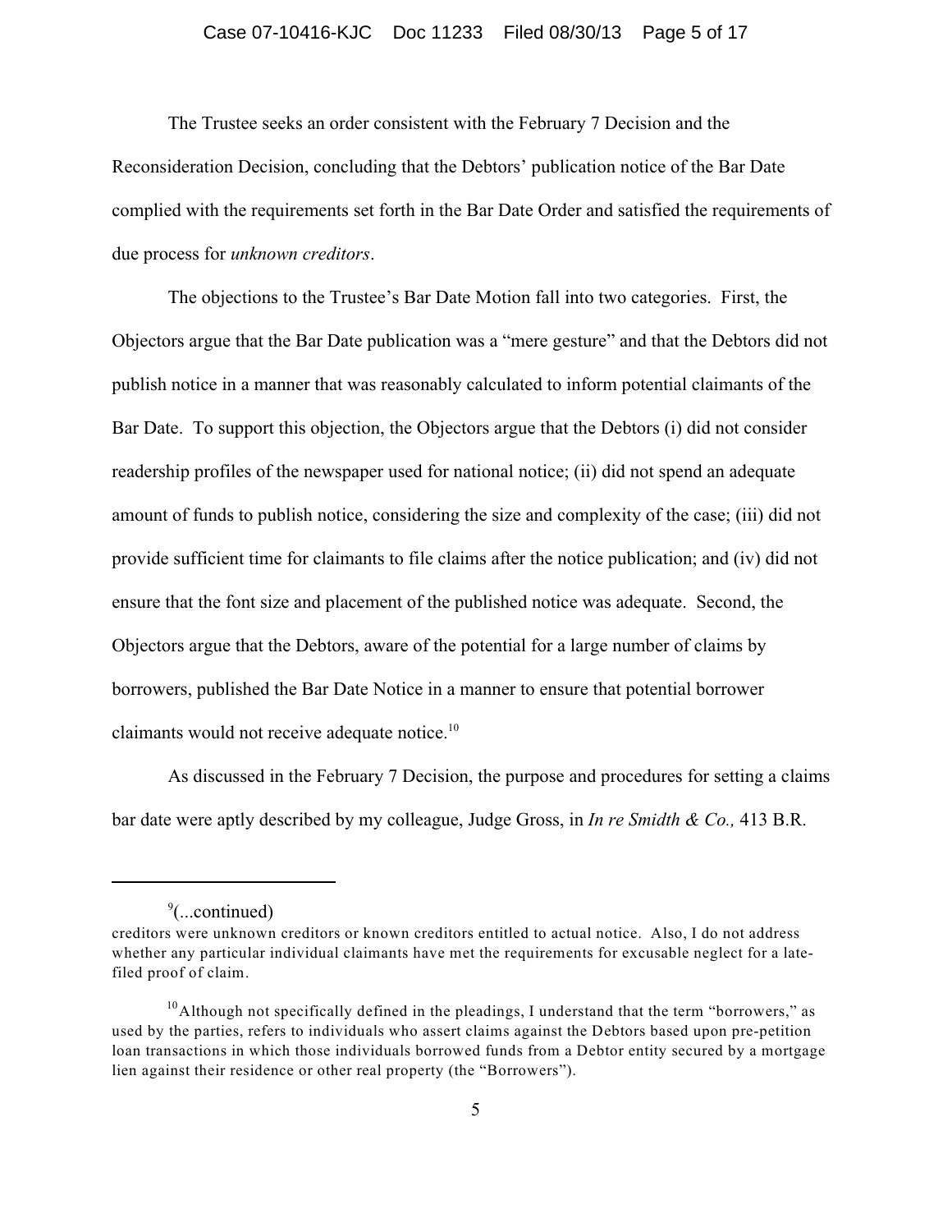The Trustee seeks an order consistent with the February 7 Decision and the Reconsideration Decision, concluding that the Debtors' publication notice of the Bar Date complied with the requirements set forth in the Bar Date Order and satisfied the requirements of due process for *unknown creditors*.

The objections to the Trustee's Bar Date Motion fall into two categories. First, the Objectors argue that the Bar Date publication was a "mere gesture" and that the Debtors did not publish notice in a manner that was reasonably calculated to inform potential claimants of the Bar Date. To support this objection, the Objectors argue that the Debtors (i) did not consider readership profiles of the newspaper used for national notice; (ii) did not spend an adequate amount of funds to publish notice, considering the size and complexity of the case; (iii) did not provide sufficient time for claimants to file claims after the notice publication; and (iv) did not ensure that the font size and placement of the published notice was adequate. Second, the Objectors argue that the Debtors, aware of the potential for a large number of claims by borrowers, published the Bar Date Notice in a manner to ensure that potential borrower claimants would not receive adequate notice.[10]

As discussed in the February 7 Decision, the purpose and procedures for setting a claims bar date were aptly described by my colleague, Judge Gross, in *In re Smidth & Co.,* 413 B.R.

---

[9](...continued)
creditors were unknown creditors or known creditors entitled to actual notice. Also, I do not address whether any particular individual claimants have met the requirements for excusable neglect for a late-filed proof of claim.

[10] Although not specifically defined in the pleadings, I understand that the term "borrowers," as used by the parties, refers to individuals who assert claims against the Debtors based upon pre-petition loan transactions in which those individuals borrowed funds from a Debtor entity secured by a mortgage lien against their residence or other real property (the "Borrowers").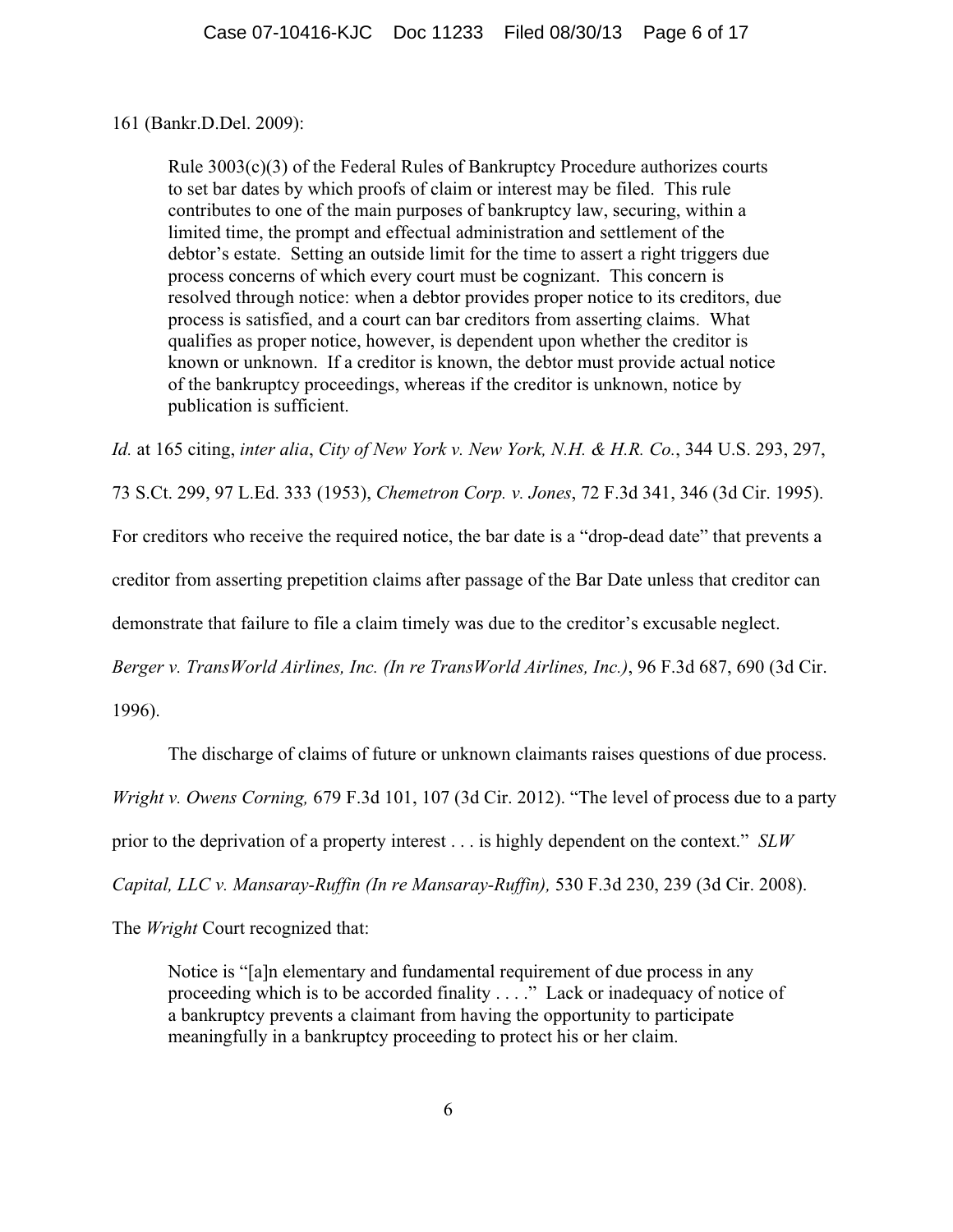161 (Bankr.D.Del. 2009):

> Rule 3003(c)(3) of the Federal Rules of Bankruptcy Procedure authorizes courts to set bar dates by which proofs of claim or interest may be filed. This rule contributes to one of the main purposes of bankruptcy law, securing, within a limited time, the prompt and effectual administration and settlement of the debtor's estate. Setting an outside limit for the time to assert a right triggers due process concerns of which every court must be cognizant. This concern is resolved through notice: when a debtor provides proper notice to its creditors, due process is satisfied, and a court can bar creditors from asserting claims. What qualifies as proper notice, however, is dependent upon whether the creditor is known or unknown. If a creditor is known, the debtor must provide actual notice of the bankruptcy proceedings, whereas if the creditor is unknown, notice by publication is sufficient.

*Id.* at 165 citing, *inter alia*, *City of New York v. New York, N.H. & H.R. Co.*, 344 U.S. 293, 297, 73 S.Ct. 299, 97 L.Ed. 333 (1953), *Chemetron Corp. v. Jones*, 72 F.3d 341, 346 (3d Cir. 1995). For creditors who receive the required notice, the bar date is a "drop-dead date" that prevents a creditor from asserting prepetition claims after passage of the Bar Date unless that creditor can demonstrate that failure to file a claim timely was due to the creditor's excusable neglect. *Berger v. TransWorld Airlines, Inc. (In re TransWorld Airlines, Inc.)*, 96 F.3d 687, 690 (3d Cir. 1996).

The discharge of claims of future or unknown claimants raises questions of due process. *Wright v. Owens Corning,* 679 F.3d 101, 107 (3d Cir. 2012). "The level of process due to a party prior to the deprivation of a property interest . . . is highly dependent on the context." *SLW Capital, LLC v. Mansaray-Ruffin (In re Mansaray-Ruffin),* 530 F.3d 230, 239 (3d Cir. 2008). The *Wright* Court recognized that:

> Notice is "[a]n elementary and fundamental requirement of due process in any proceeding which is to be accorded finality . . . ." Lack or inadequacy of notice of a bankruptcy prevents a claimant from having the opportunity to participate meaningfully in a bankruptcy proceeding to protect his or her claim.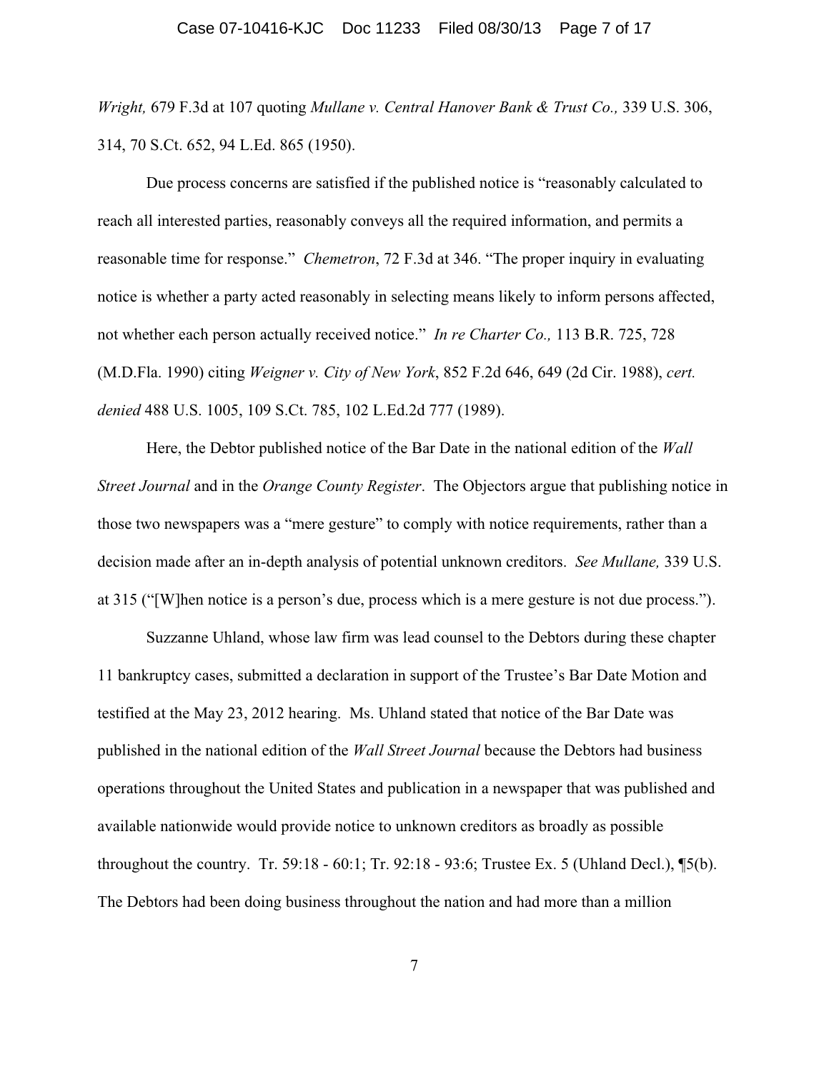*Wright,* 679 F.3d at 107 quoting *Mullane v. Central Hanover Bank & Trust Co.,* 339 U.S. 306, 314, 70 S.Ct. 652, 94 L.Ed. 865 (1950).

Due process concerns are satisfied if the published notice is "reasonably calculated to reach all interested parties, reasonably conveys all the required information, and permits a reasonable time for response." *Chemetron*, 72 F.3d at 346. "The proper inquiry in evaluating notice is whether a party acted reasonably in selecting means likely to inform persons affected, not whether each person actually received notice." *In re Charter Co.,* 113 B.R. 725, 728 (M.D.Fla. 1990) citing *Weigner v. City of New York*, 852 F.2d 646, 649 (2d Cir. 1988), *cert. denied* 488 U.S. 1005, 109 S.Ct. 785, 102 L.Ed.2d 777 (1989).

Here, the Debtor published notice of the Bar Date in the national edition of the *Wall Street Journal* and in the *Orange County Register*. The Objectors argue that publishing notice in those two newspapers was a "mere gesture" to comply with notice requirements, rather than a decision made after an in-depth analysis of potential unknown creditors. *See Mullane,* 339 U.S. at 315 ("[W]hen notice is a person's due, process which is a mere gesture is not due process.").

Suzzanne Uhland, whose law firm was lead counsel to the Debtors during these chapter 11 bankruptcy cases, submitted a declaration in support of the Trustee's Bar Date Motion and testified at the May 23, 2012 hearing. Ms. Uhland stated that notice of the Bar Date was published in the national edition of the *Wall Street Journal* because the Debtors had business operations throughout the United States and publication in a newspaper that was published and available nationwide would provide notice to unknown creditors as broadly as possible throughout the country. Tr. 59:18 - 60:1; Tr. 92:18 - 93:6; Trustee Ex. 5 (Uhland Decl.), ¶5(b). The Debtors had been doing business throughout the nation and had more than a million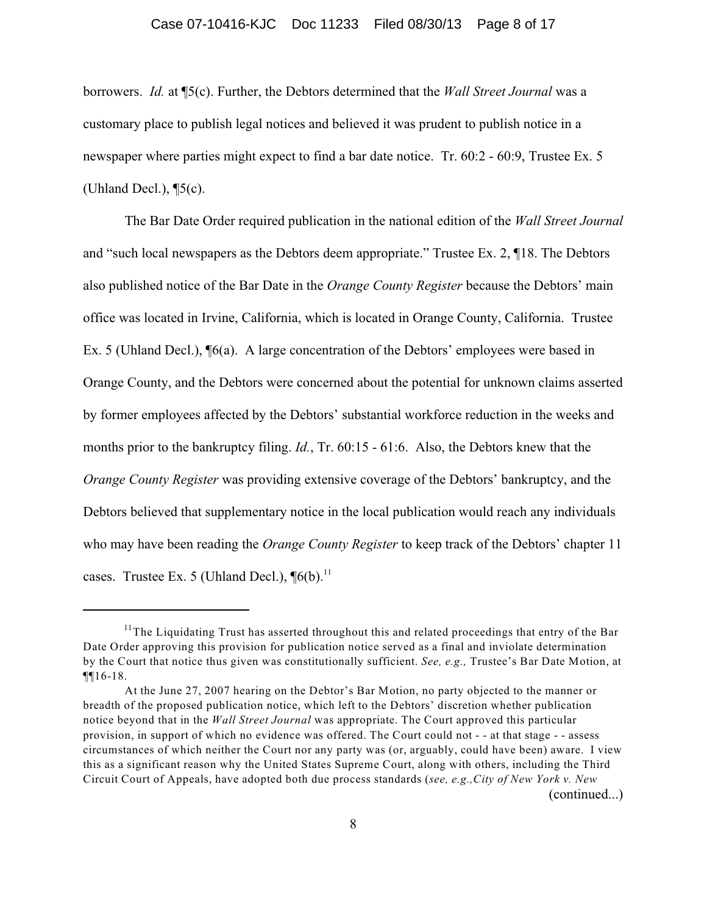borrowers. *Id.* at ¶5(c). Further, the Debtors determined that the *Wall Street Journal* was a customary place to publish legal notices and believed it was prudent to publish notice in a newspaper where parties might expect to find a bar date notice. Tr. 60:2 - 60:9, Trustee Ex. 5 (Uhland Decl.), ¶5(c).

The Bar Date Order required publication in the national edition of the *Wall Street Journal* and "such local newspapers as the Debtors deem appropriate." Trustee Ex. 2, ¶18. The Debtors also published notice of the Bar Date in the *Orange County Register* because the Debtors' main office was located in Irvine, California, which is located in Orange County, California. Trustee Ex. 5 (Uhland Decl.), ¶6(a). A large concentration of the Debtors' employees were based in Orange County, and the Debtors were concerned about the potential for unknown claims asserted by former employees affected by the Debtors' substantial workforce reduction in the weeks and months prior to the bankruptcy filing. *Id.*, Tr. 60:15 - 61:6. Also, the Debtors knew that the *Orange County Register* was providing extensive coverage of the Debtors' bankruptcy, and the Debtors believed that supplementary notice in the local publication would reach any individuals who may have been reading the *Orange County Register* to keep track of the Debtors' chapter 11 cases. Trustee Ex. 5 (Uhland Decl.), ¶6(b).[11]

---

[11] The Liquidating Trust has asserted throughout this and related proceedings that entry of the Bar Date Order approving this provision for publication notice served as a final and inviolate determination by the Court that notice thus given was constitutionally sufficient. *See, e.g.,* Trustee's Bar Date Motion, at ¶¶16-18.

At the June 27, 2007 hearing on the Debtor's Bar Motion, no party objected to the manner or breadth of the proposed publication notice, which left to the Debtors' discretion whether publication notice beyond that in the *Wall Street Journal* was appropriate. The Court approved this particular provision, in support of which no evidence was offered. The Court could not - - at that stage - - assess circumstances of which neither the Court nor any party was (or, arguably, could have been) aware. I view this as a significant reason why the United States Supreme Court, along with others, including the Third Circuit Court of Appeals, have adopted both due process standards (*see, e.g.,City of New York v. New*

(continued...)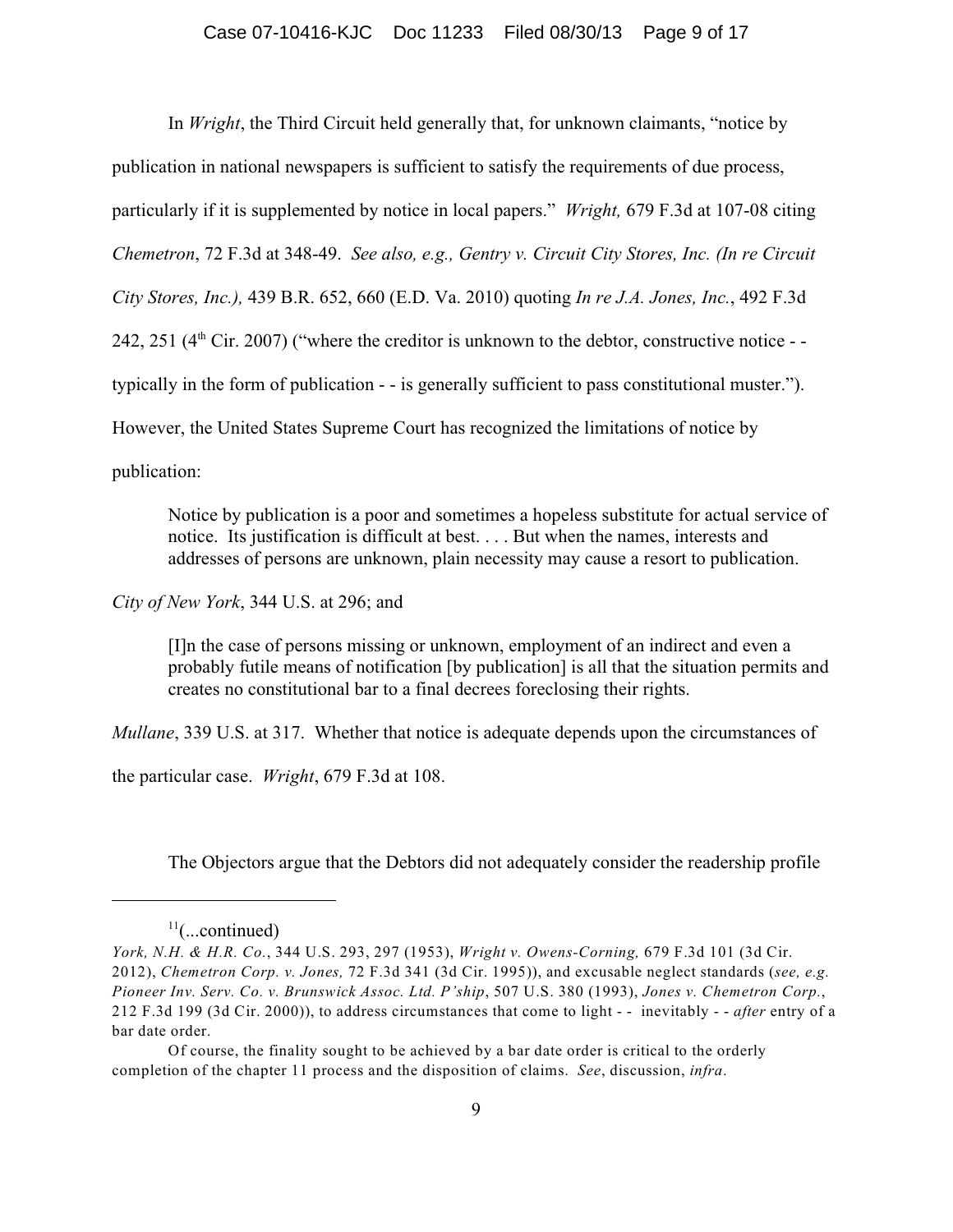In *Wright*, the Third Circuit held generally that, for unknown claimants, "notice by publication in national newspapers is sufficient to satisfy the requirements of due process, particularly if it is supplemented by notice in local papers." *Wright,* 679 F.3d at 107-08 citing *Chemetron*, 72 F.3d at 348-49. *See also, e.g., Gentry v. Circuit City Stores, Inc. (In re Circuit City Stores, Inc.),* 439 B.R. 652, 660 (E.D. Va. 2010) quoting *In re J.A. Jones, Inc.*, 492 F.3d 242, 251 (4th Cir. 2007) ("where the creditor is unknown to the debtor, constructive notice - - typically in the form of publication - - is generally sufficient to pass constitutional muster."). However, the United States Supreme Court has recognized the limitations of notice by publication:

> Notice by publication is a poor and sometimes a hopeless substitute for actual service of notice. Its justification is difficult at best. . . . But when the names, interests and addresses of persons are unknown, plain necessity may cause a resort to publication.

*City of New York*, 344 U.S. at 296; and

> [I]n the case of persons missing or unknown, employment of an indirect and even a probably futile means of notification [by publication] is all that the situation permits and creates no constitutional bar to a final decrees foreclosing their rights.

*Mullane*, 339 U.S. at 317. Whether that notice is adequate depends upon the circumstances of the particular case. *Wright*, 679 F.3d at 108.

The Objectors argue that the Debtors did not adequately consider the readership profile

---

[11](...continued)
*York, N.H. & H.R. Co.*, 344 U.S. 293, 297 (1953), *Wright v. Owens-Corning,* 679 F.3d 101 (3d Cir. 2012), *Chemetron Corp. v. Jones,* 72 F.3d 341 (3d Cir. 1995)), and excusable neglect standards (*see, e.g. Pioneer Inv. Serv. Co. v. Brunswick Assoc. Ltd. P'ship*, 507 U.S. 380 (1993), *Jones v. Chemetron Corp.*, 212 F.3d 199 (3d Cir. 2000)), to address circumstances that come to light - - inevitably - - *after* entry of a bar date order.

Of course, the finality sought to be achieved by a bar date order is critical to the orderly completion of the chapter 11 process and the disposition of claims. *See*, discussion, *infra*.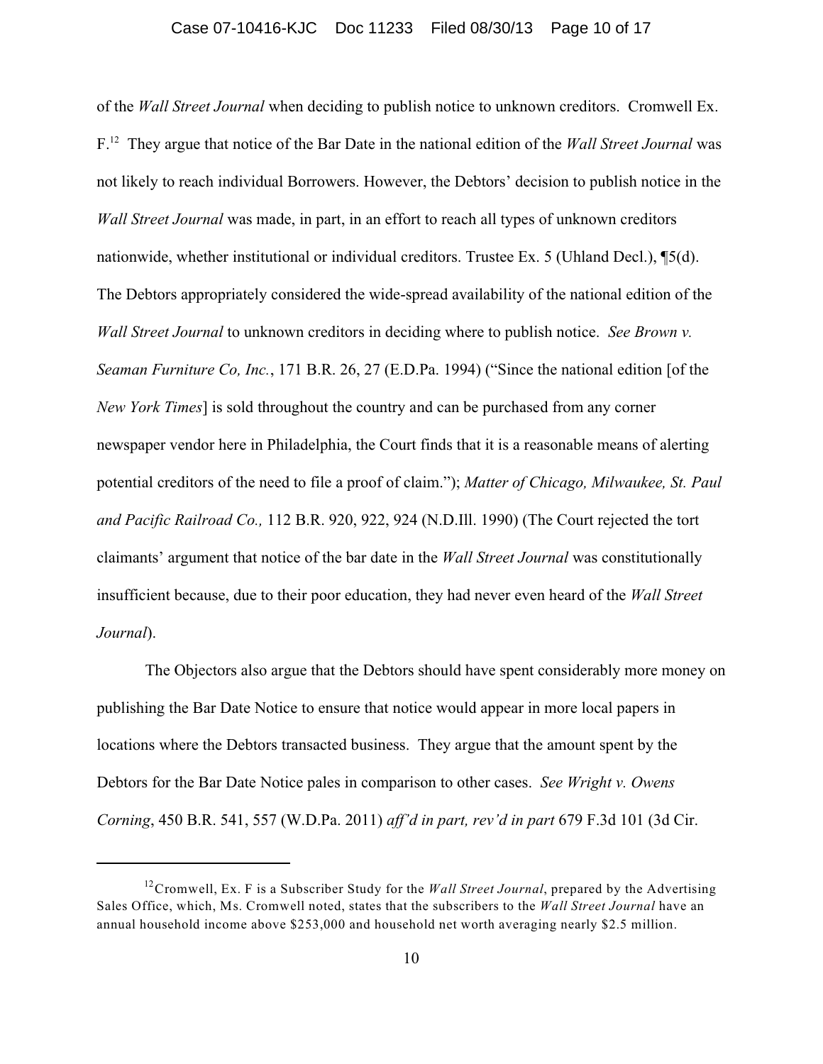of the *Wall Street Journal* when deciding to publish notice to unknown creditors. Cromwell Ex. F.[12] They argue that notice of the Bar Date in the national edition of the *Wall Street Journal* was not likely to reach individual Borrowers. However, the Debtors' decision to publish notice in the *Wall Street Journal* was made, in part, in an effort to reach all types of unknown creditors nationwide, whether institutional or individual creditors. Trustee Ex. 5 (Uhland Decl.), ¶5(d). The Debtors appropriately considered the wide-spread availability of the national edition of the *Wall Street Journal* to unknown creditors in deciding where to publish notice. *See Brown v. Seaman Furniture Co, Inc.*, 171 B.R. 26, 27 (E.D.Pa. 1994) ("Since the national edition [of the *New York Times*] is sold throughout the country and can be purchased from any corner newspaper vendor here in Philadelphia, the Court finds that it is a reasonable means of alerting potential creditors of the need to file a proof of claim."); *Matter of Chicago, Milwaukee, St. Paul and Pacific Railroad Co.,* 112 B.R. 920, 922, 924 (N.D.Ill. 1990) (The Court rejected the tort claimants' argument that notice of the bar date in the *Wall Street Journal* was constitutionally insufficient because, due to their poor education, they had never even heard of the *Wall Street Journal*).

The Objectors also argue that the Debtors should have spent considerably more money on publishing the Bar Date Notice to ensure that notice would appear in more local papers in locations where the Debtors transacted business. They argue that the amount spent by the Debtors for the Bar Date Notice pales in comparison to other cases. *See Wright v. Owens Corning*, 450 B.R. 541, 557 (W.D.Pa. 2011) *aff'd in part, rev'd in part* 679 F.3d 101 (3d Cir.

---

[12] Cromwell, Ex. F is a Subscriber Study for the *Wall Street Journal*, prepared by the Advertising Sales Office, which, Ms. Cromwell noted, states that the subscribers to the *Wall Street Journal* have an annual household income above $253,000 and household net worth averaging nearly $2.5 million.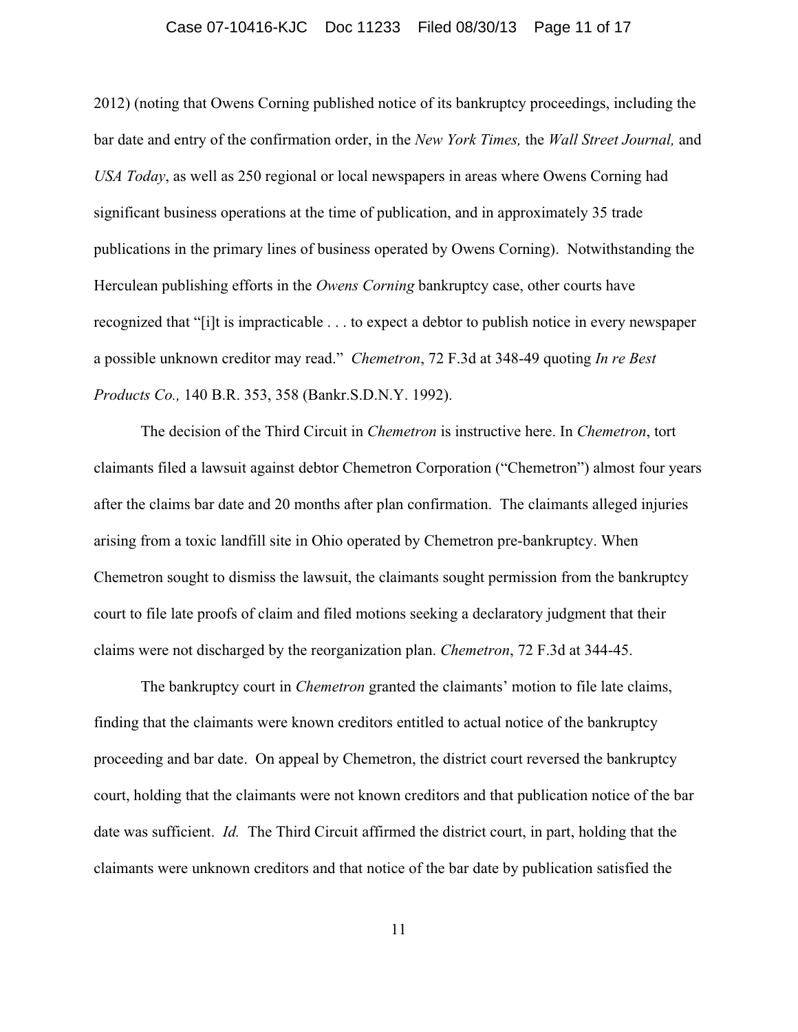2012) (noting that Owens Corning published notice of its bankruptcy proceedings, including the bar date and entry of the confirmation order, in the *New York Times,* the *Wall Street Journal,* and *USA Today*, as well as 250 regional or local newspapers in areas where Owens Corning had significant business operations at the time of publication, and in approximately 35 trade publications in the primary lines of business operated by Owens Corning). Notwithstanding the Herculean publishing efforts in the *Owens Corning* bankruptcy case, other courts have recognized that "[i]t is impracticable . . . to expect a debtor to publish notice in every newspaper a possible unknown creditor may read." *Chemetron*, 72 F.3d at 348-49 quoting *In re Best Products Co.,* 140 B.R. 353, 358 (Bankr.S.D.N.Y. 1992).

The decision of the Third Circuit in *Chemetron* is instructive here. In *Chemetron*, tort claimants filed a lawsuit against debtor Chemetron Corporation ("Chemetron") almost four years after the claims bar date and 20 months after plan confirmation. The claimants alleged injuries arising from a toxic landfill site in Ohio operated by Chemetron pre-bankruptcy. When Chemetron sought to dismiss the lawsuit, the claimants sought permission from the bankruptcy court to file late proofs of claim and filed motions seeking a declaratory judgment that their claims were not discharged by the reorganization plan. *Chemetron*, 72 F.3d at 344-45.

The bankruptcy court in *Chemetron* granted the claimants' motion to file late claims, finding that the claimants were known creditors entitled to actual notice of the bankruptcy proceeding and bar date. On appeal by Chemetron, the district court reversed the bankruptcy court, holding that the claimants were not known creditors and that publication notice of the bar date was sufficient. *Id.* The Third Circuit affirmed the district court, in part, holding that the claimants were unknown creditors and that notice of the bar date by publication satisfied the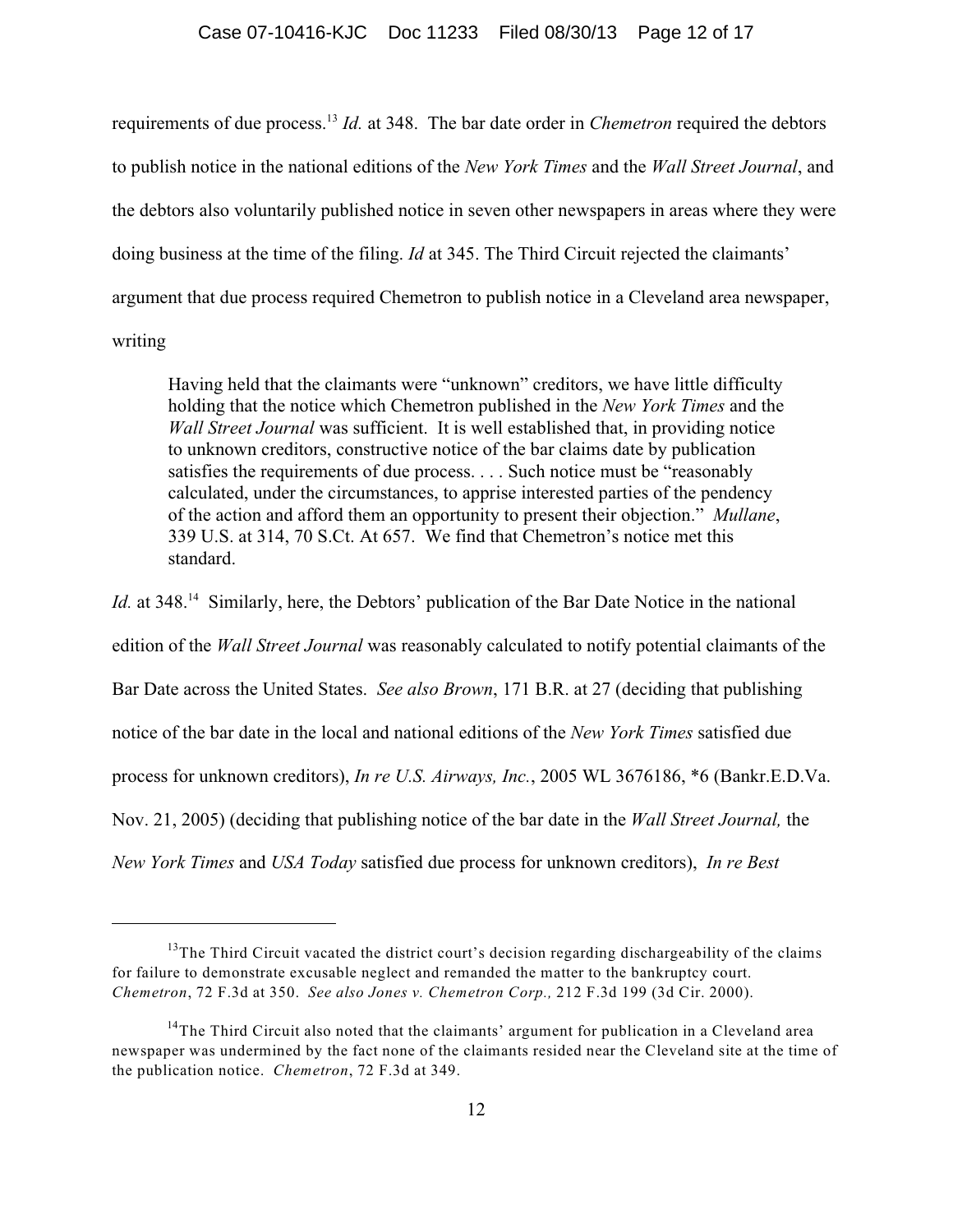requirements of due process.[13] *Id.* at 348. The bar date order in *Chemetron* required the debtors to publish notice in the national editions of the *New York Times* and the *Wall Street Journal*, and the debtors also voluntarily published notice in seven other newspapers in areas where they were doing business at the time of the filing. *Id* at 345. The Third Circuit rejected the claimants' argument that due process required Chemetron to publish notice in a Cleveland area newspaper, writing

> Having held that the claimants were "unknown" creditors, we have little difficulty holding that the notice which Chemetron published in the *New York Times* and the *Wall Street Journal* was sufficient. It is well established that, in providing notice to unknown creditors, constructive notice of the bar claims date by publication satisfies the requirements of due process. . . . Such notice must be "reasonably calculated, under the circumstances, to apprise interested parties of the pendency of the action and afford them an opportunity to present their objection." *Mullane*, 339 U.S. at 314, 70 S.Ct. At 657. We find that Chemetron's notice met this standard.

*Id.* at 348.[14] Similarly, here, the Debtors' publication of the Bar Date Notice in the national edition of the *Wall Street Journal* was reasonably calculated to notify potential claimants of the Bar Date across the United States. *See also Brown*, 171 B.R. at 27 (deciding that publishing notice of the bar date in the local and national editions of the *New York Times* satisfied due process for unknown creditors), *In re U.S. Airways, Inc.*, 2005 WL 3676186, *6 (Bankr.E.D.Va. Nov. 21, 2005) (deciding that publishing notice of the bar date in the *Wall Street Journal,* the *New York Times* and *USA Today* satisfied due process for unknown creditors), *In re Best*

---

[13] The Third Circuit vacated the district court's decision regarding dischargeability of the claims for failure to demonstrate excusable neglect and remanded the matter to the bankruptcy court. *Chemetron*, 72 F.3d at 350. *See also Jones v. Chemetron Corp.,* 212 F.3d 199 (3d Cir. 2000).

[14] The Third Circuit also noted that the claimants' argument for publication in a Cleveland area newspaper was undermined by the fact none of the claimants resided near the Cleveland site at the time of the publication notice. *Chemetron*, 72 F.3d at 349.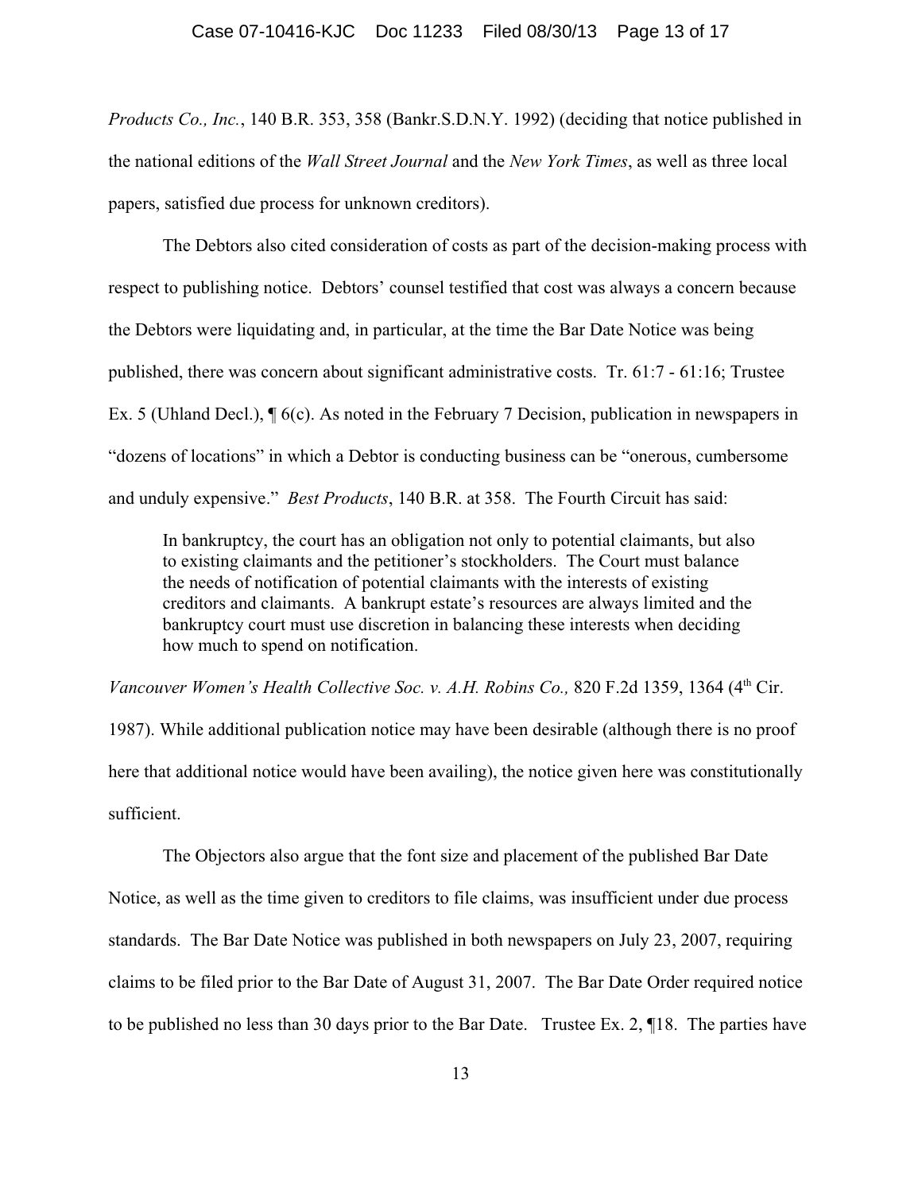*Products Co., Inc.*, 140 B.R. 353, 358 (Bankr.S.D.N.Y. 1992) (deciding that notice published in the national editions of the *Wall Street Journal* and the *New York Times*, as well as three local papers, satisfied due process for unknown creditors).

The Debtors also cited consideration of costs as part of the decision-making process with respect to publishing notice. Debtors' counsel testified that cost was always a concern because the Debtors were liquidating and, in particular, at the time the Bar Date Notice was being published, there was concern about significant administrative costs. Tr. 61:7 - 61:16; Trustee Ex. 5 (Uhland Decl.), ¶ 6(c). As noted in the February 7 Decision, publication in newspapers in "dozens of locations" in which a Debtor is conducting business can be "onerous, cumbersome and unduly expensive." *Best Products*, 140 B.R. at 358. The Fourth Circuit has said:

> In bankruptcy, the court has an obligation not only to potential claimants, but also to existing claimants and the petitioner's stockholders. The Court must balance the needs of notification of potential claimants with the interests of existing creditors and claimants. A bankrupt estate's resources are always limited and the bankruptcy court must use discretion in balancing these interests when deciding how much to spend on notification.

*Vancouver Women's Health Collective Soc. v. A.H. Robins Co.,* 820 F.2d 1359, 1364 (4th Cir. 1987). While additional publication notice may have been desirable (although there is no proof here that additional notice would have been availing), the notice given here was constitutionally sufficient.

The Objectors also argue that the font size and placement of the published Bar Date Notice, as well as the time given to creditors to file claims, was insufficient under due process standards. The Bar Date Notice was published in both newspapers on July 23, 2007, requiring claims to be filed prior to the Bar Date of August 31, 2007. The Bar Date Order required notice to be published no less than 30 days prior to the Bar Date. Trustee Ex. 2, ¶18. The parties have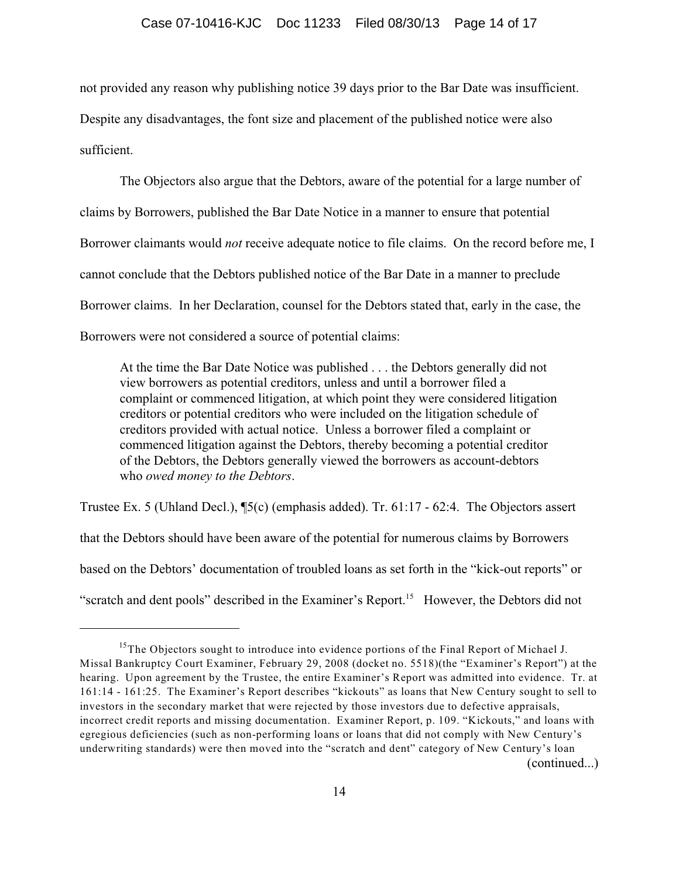not provided any reason why publishing notice 39 days prior to the Bar Date was insufficient. Despite any disadvantages, the font size and placement of the published notice were also sufficient.

The Objectors also argue that the Debtors, aware of the potential for a large number of claims by Borrowers, published the Bar Date Notice in a manner to ensure that potential Borrower claimants would *not* receive adequate notice to file claims. On the record before me, I cannot conclude that the Debtors published notice of the Bar Date in a manner to preclude Borrower claims. In her Declaration, counsel for the Debtors stated that, early in the case, the Borrowers were not considered a source of potential claims:

> At the time the Bar Date Notice was published . . . the Debtors generally did not view borrowers as potential creditors, unless and until a borrower filed a complaint or commenced litigation, at which point they were considered litigation creditors or potential creditors who were included on the litigation schedule of creditors provided with actual notice. Unless a borrower filed a complaint or commenced litigation against the Debtors, thereby becoming a potential creditor of the Debtors, the Debtors generally viewed the borrowers as account-debtors who *owed money to the Debtors*.

Trustee Ex. 5 (Uhland Decl.), ¶5(c) (emphasis added). Tr. 61:17 - 62:4. The Objectors assert that the Debtors should have been aware of the potential for numerous claims by Borrowers based on the Debtors' documentation of troubled loans as set forth in the "kick-out reports" or "scratch and dent pools" described in the Examiner's Report.[15] However, the Debtors did not

---

[15] The Objectors sought to introduce into evidence portions of the Final Report of Michael J. Missal Bankruptcy Court Examiner, February 29, 2008 (docket no. 5518)(the "Examiner's Report") at the hearing. Upon agreement by the Trustee, the entire Examiner's Report was admitted into evidence. Tr. at 161:14 - 161:25. The Examiner's Report describes "kickouts" as loans that New Century sought to sell to investors in the secondary market that were rejected by those investors due to defective appraisals, incorrect credit reports and missing documentation. Examiner Report, p. 109. "Kickouts," and loans with egregious deficiencies (such as non-performing loans or loans that did not comply with New Century's underwriting standards) were then moved into the "scratch and dent" category of New Century's loan (continued...)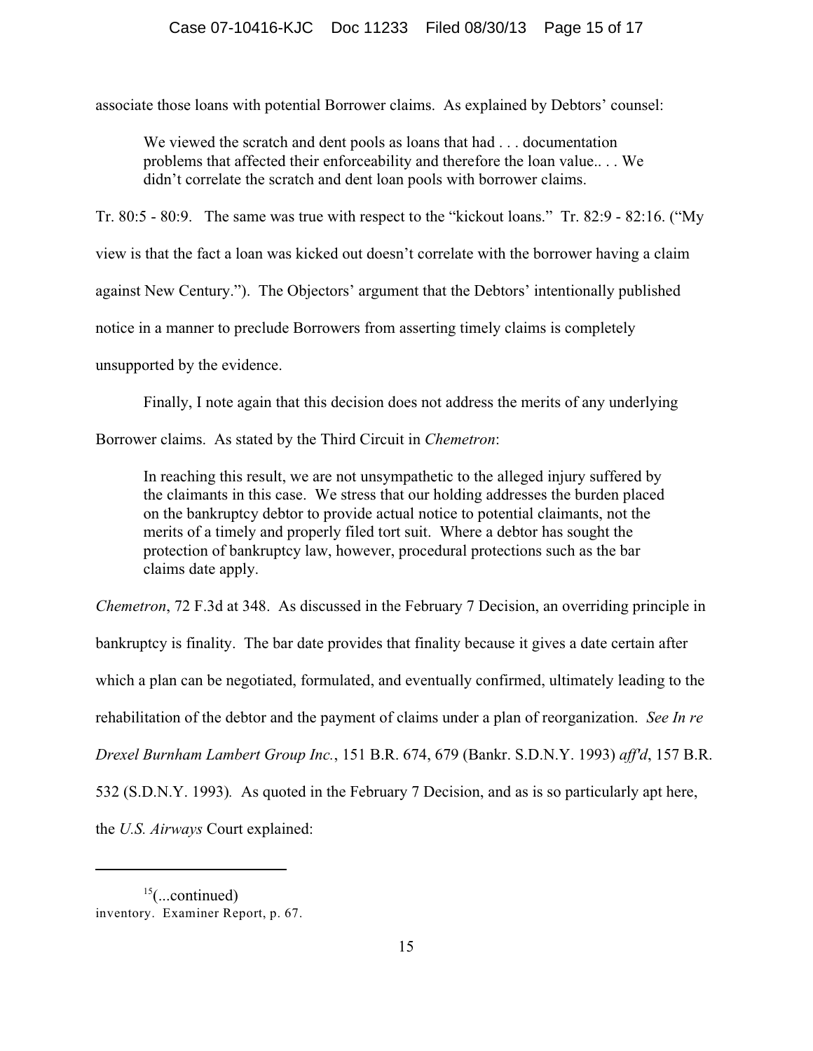associate those loans with potential Borrower claims. As explained by Debtors' counsel:

> We viewed the scratch and dent pools as loans that had . . . documentation problems that affected their enforceability and therefore the loan value.. . . We didn't correlate the scratch and dent loan pools with borrower claims.

Tr. 80:5 - 80:9. The same was true with respect to the "kickout loans." Tr. 82:9 - 82:16. ("My view is that the fact a loan was kicked out doesn't correlate with the borrower having a claim against New Century."). The Objectors' argument that the Debtors' intentionally published notice in a manner to preclude Borrowers from asserting timely claims is completely unsupported by the evidence.

Finally, I note again that this decision does not address the merits of any underlying Borrower claims. As stated by the Third Circuit in *Chemetron*:

> In reaching this result, we are not unsympathetic to the alleged injury suffered by the claimants in this case. We stress that our holding addresses the burden placed on the bankruptcy debtor to provide actual notice to potential claimants, not the merits of a timely and properly filed tort suit. Where a debtor has sought the protection of bankruptcy law, however, procedural protections such as the bar claims date apply.

*Chemetron*, 72 F.3d at 348. As discussed in the February 7 Decision, an overriding principle in bankruptcy is finality. The bar date provides that finality because it gives a date certain after which a plan can be negotiated, formulated, and eventually confirmed, ultimately leading to the rehabilitation of the debtor and the payment of claims under a plan of reorganization. *See In re Drexel Burnham Lambert Group Inc.*, 151 B.R. 674, 679 (Bankr. S.D.N.Y. 1993) *aff'd*, 157 B.R. 532 (S.D.N.Y. 1993). As quoted in the February 7 Decision, and as is so particularly apt here, the *U.S. Airways* Court explained:

---

[15](...continued) inventory. Examiner Report, p. 67.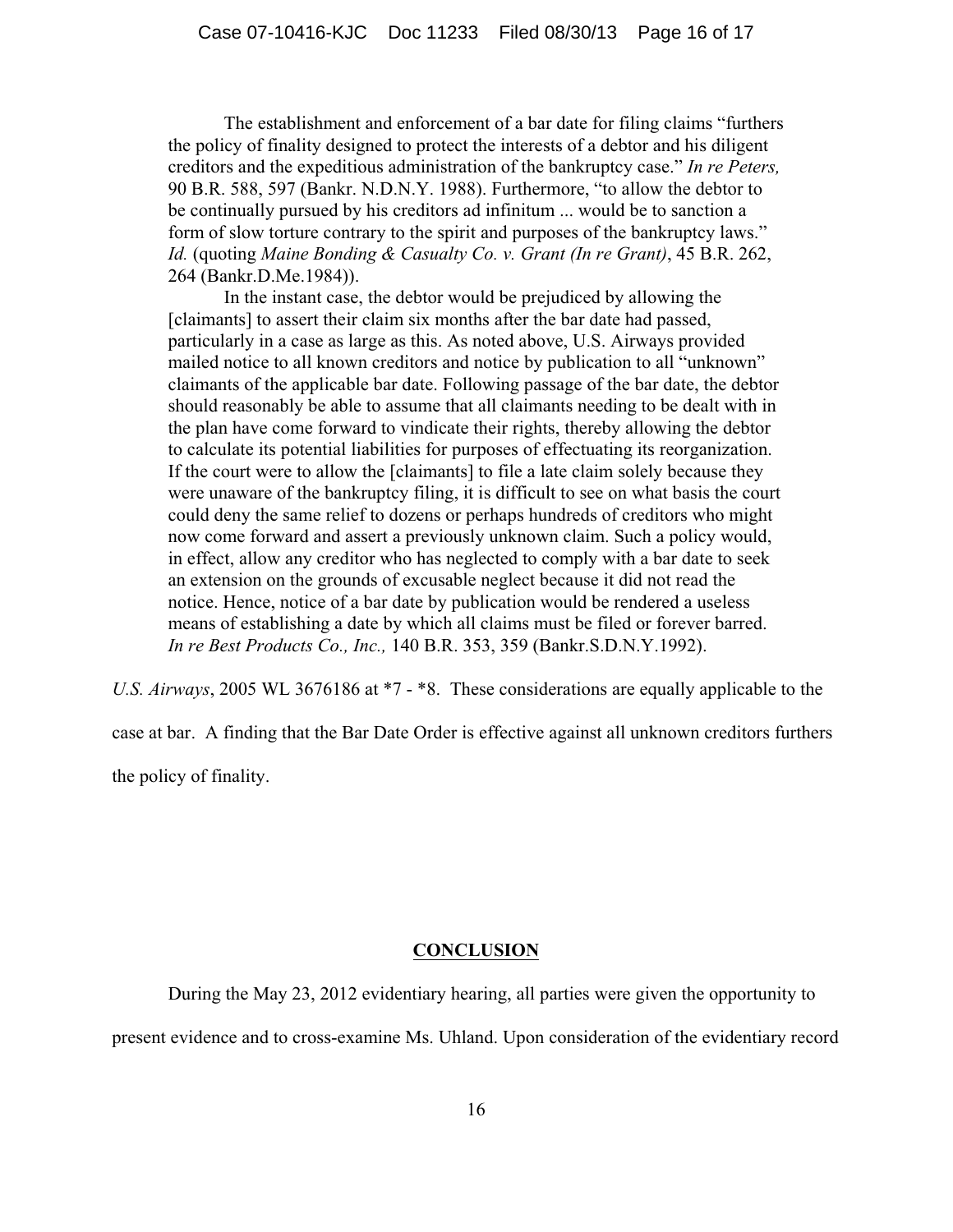> The establishment and enforcement of a bar date for filing claims "furthers the policy of finality designed to protect the interests of a debtor and his diligent creditors and the expeditious administration of the bankruptcy case." *In re Peters,* 90 B.R. 588, 597 (Bankr. N.D.N.Y. 1988). Furthermore, "to allow the debtor to be continually pursued by his creditors ad infinitum ... would be to sanction a form of slow torture contrary to the spirit and purposes of the bankruptcy laws." *Id.* (quoting *Maine Bonding & Casualty Co. v. Grant (In re Grant)*, 45 B.R. 262, 264 (Bankr.D.Me.1984)).
>
> In the instant case, the debtor would be prejudiced by allowing the [claimants] to assert their claim six months after the bar date had passed, particularly in a case as large as this. As noted above, U.S. Airways provided mailed notice to all known creditors and notice by publication to all "unknown" claimants of the applicable bar date. Following passage of the bar date, the debtor should reasonably be able to assume that all claimants needing to be dealt with in the plan have come forward to vindicate their rights, thereby allowing the debtor to calculate its potential liabilities for purposes of effectuating its reorganization. If the court were to allow the [claimants] to file a late claim solely because they were unaware of the bankruptcy filing, it is difficult to see on what basis the court could deny the same relief to dozens or perhaps hundreds of creditors who might now come forward and assert a previously unknown claim. Such a policy would, in effect, allow any creditor who has neglected to comply with a bar date to seek an extension on the grounds of excusable neglect because it did not read the notice. Hence, notice of a bar date by publication would be rendered a useless means of establishing a date by which all claims must be filed or forever barred. *In re Best Products Co., Inc.,* 140 B.R. 353, 359 (Bankr.S.D.N.Y.1992).

*U.S. Airways*, 2005 WL 3676186 at *7 - *8. These considerations are equally applicable to the case at bar. A finding that the Bar Date Order is effective against all unknown creditors furthers the policy of finality.

## CONCLUSION

During the May 23, 2012 evidentiary hearing, all parties were given the opportunity to present evidence and to cross-examine Ms. Uhland. Upon consideration of the evidentiary record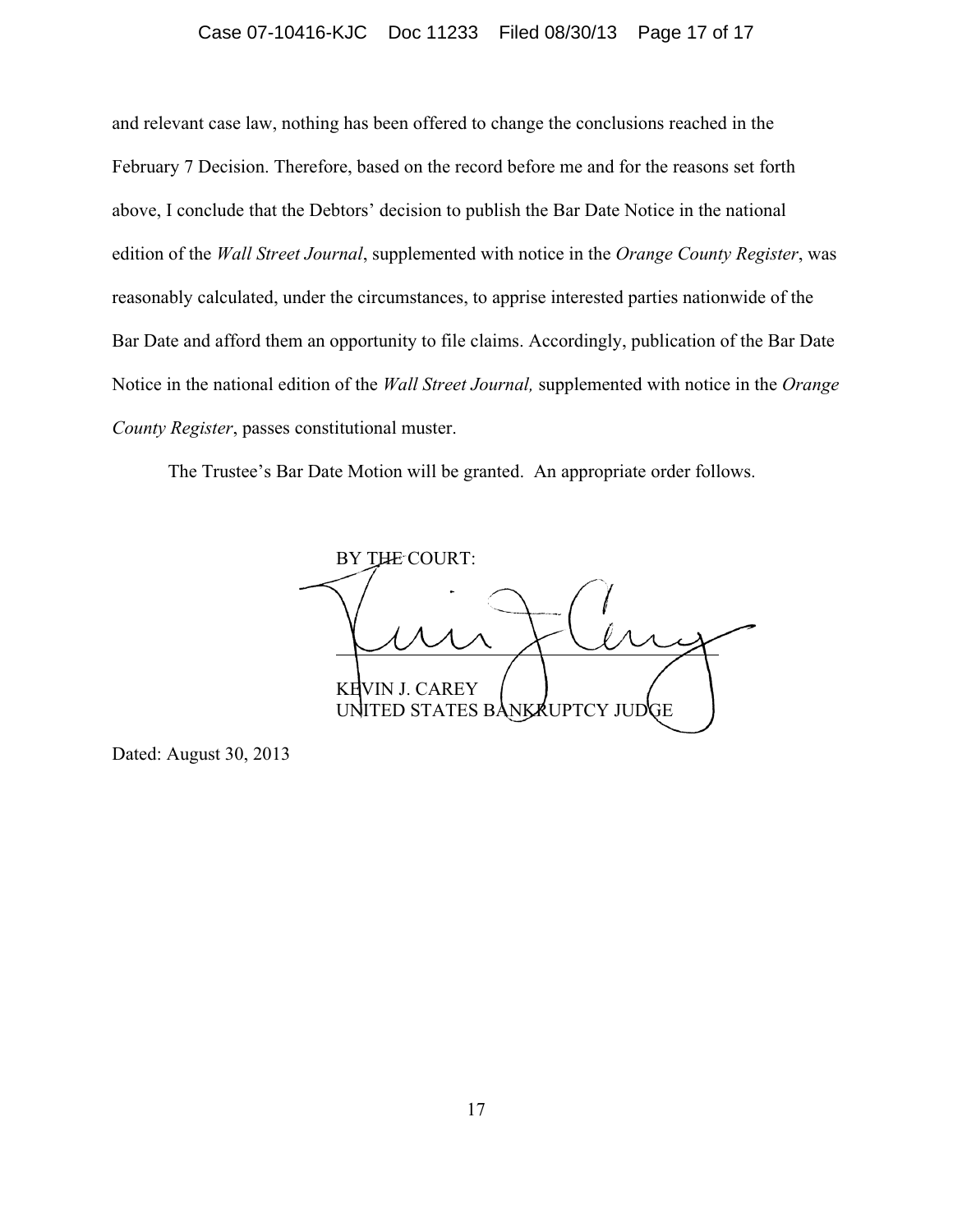and relevant case law, nothing has been offered to change the conclusions reached in the February 7 Decision. Therefore, based on the record before me and for the reasons set forth above, I conclude that the Debtors' decision to publish the Bar Date Notice in the national edition of the *Wall Street Journal*, supplemented with notice in the *Orange County Register*, was reasonably calculated, under the circumstances, to apprise interested parties nationwide of the Bar Date and afford them an opportunity to file claims. Accordingly, publication of the Bar Date Notice in the national edition of the *Wall Street Journal,* supplemented with notice in the *Orange County Register*, passes constitutional muster.

The Trustee's Bar Date Motion will be granted. An appropriate order follows.

BY THE COURT:

KEVIN J. CAREY
UNITED STATES BANKRUPTCY JUDGE

Dated: August 30, 2013